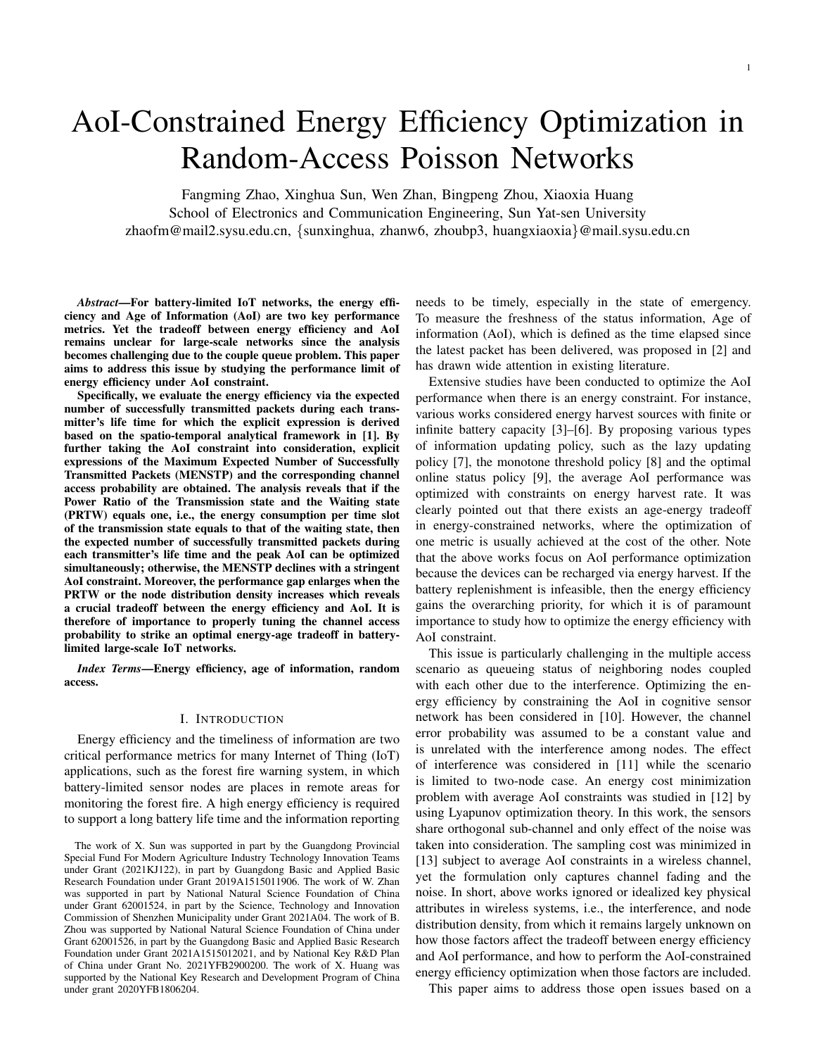# AoI-Constrained Energy Efficiency Optimization in Random-Access Poisson Networks

Fangming Zhao, Xinghua Sun, Wen Zhan, Bingpeng Zhou, Xiaoxia Huang
School of Electronics and Communication Engineering, Sun Yat-sen University
zhaofm@mail2.sysu.edu.cn, {sunxinghua, zhanw6, zhoubp3, huangxiaoxia}@mail.sysu.edu.cn

***Abstract*—For battery-limited IoT networks, the energy efficiency and Age of Information (AoI) are two key performance metrics. Yet the tradeoff between energy efficiency and AoI remains unclear for large-scale networks since the analysis becomes challenging due to the couple queue problem. This paper aims to address this issue by studying the performance limit of energy efficiency under AoI constraint.**

**Specifically, we evaluate the energy efficiency via the expected number of successfully transmitted packets during each transmitter's life time for which the explicit expression is derived based on the spatio-temporal analytical framework in [1]. By further taking the AoI constraint into consideration, explicit expressions of the Maximum Expected Number of Successfully Transmitted Packets (MENSTP) and the corresponding channel access probability are obtained. The analysis reveals that if the Power Ratio of the Transmission state and the Waiting state (PRTW) equals one, i.e., the energy consumption per time slot of the transmission state equals to that of the waiting state, then the expected number of successfully transmitted packets during each transmitter's life time and the peak AoI can be optimized simultaneously; otherwise, the MENSTP declines with a stringent AoI constraint. Moreover, the performance gap enlarges when the PRTW or the node distribution density increases which reveals a crucial tradeoff between the energy efficiency and AoI. It is therefore of importance to properly tuning the channel access probability to strike an optimal energy-age tradeoff in battery-limited large-scale IoT networks.**

***Index Terms*—Energy efficiency, age of information, random access.**

## I. Introduction

Energy efficiency and the timeliness of information are two critical performance metrics for many Internet of Thing (IoT) applications, such as the forest fire warning system, in which battery-limited sensor nodes are places in remote areas for monitoring the forest fire. A high energy efficiency is required to support a long battery life time and the information reporting needs to be timely, especially in the state of emergency. To measure the freshness of the status information, Age of information (AoI), which is defined as the time elapsed since the latest packet has been delivered, was proposed in [2] and has drawn wide attention in existing literature.

Extensive studies have been conducted to optimize the AoI performance when there is an energy constraint. For instance, various works considered energy harvest sources with finite or infinite battery capacity [3]–[6]. By proposing various types of information updating policy, such as the lazy updating policy [7], the monotone threshold policy [8] and the optimal online status policy [9], the average AoI performance was optimized with constraints on energy harvest rate. It was clearly pointed out that there exists an age-energy tradeoff in energy-constrained networks, where the optimization of one metric is usually achieved at the cost of the other. Note that the above works focus on AoI performance optimization because the devices can be recharged via energy harvest. If the battery replenishment is infeasible, then the energy efficiency gains the overarching priority, for which it is of paramount importance to study how to optimize the energy efficiency with AoI constraint.

This issue is particularly challenging in the multiple access scenario as queueing status of neighboring nodes coupled with each other due to the interference. Optimizing the energy efficiency by constraining the AoI in cognitive sensor network has been considered in [10]. However, the channel error probability was assumed to be a constant value and is unrelated with the interference among nodes. The effect of interference was considered in [11] while the scenario is limited to two-node case. An energy cost minimization problem with average AoI constraints was studied in [12] by using Lyapunov optimization theory. In this work, the sensors share orthogonal sub-channel and only effect of the noise was taken into consideration. The sampling cost was minimized in [13] subject to average AoI constraints in a wireless channel, yet the formulation only captures channel fading and the noise. In short, above works ignored or idealized key physical attributes in wireless systems, i.e., the interference, and node distribution density, from which it remains largely unknown on how those factors affect the tradeoff between energy efficiency and AoI performance, and how to perform the AoI-constrained energy efficiency optimization when those factors are included.

This paper aims to address those open issues based on a

The work of X. Sun was supported in part by the Guangdong Provincial Special Fund For Modern Agriculture Industry Technology Innovation Teams under Grant (2021KJ122), in part by Guangdong Basic and Applied Basic Research Foundation under Grant 2019A1515011906. The work of W. Zhan was supported in part by National Natural Science Foundation of China under Grant 62001524, in part by the Science, Technology and Innovation Commission of Shenzhen Municipality under Grant 2021A04. The work of B. Zhou was supported by National Natural Science Foundation of China under Grant 62001526, in part by the Guangdong Basic and Applied Basic Research Foundation under Grant 2021A1515012021, and by National Key R&D Plan of China under Grant No. 2021YFB2900200. The work of X. Huang was supported by the National Key Research and Development Program of China under grant 2020YFB1806204.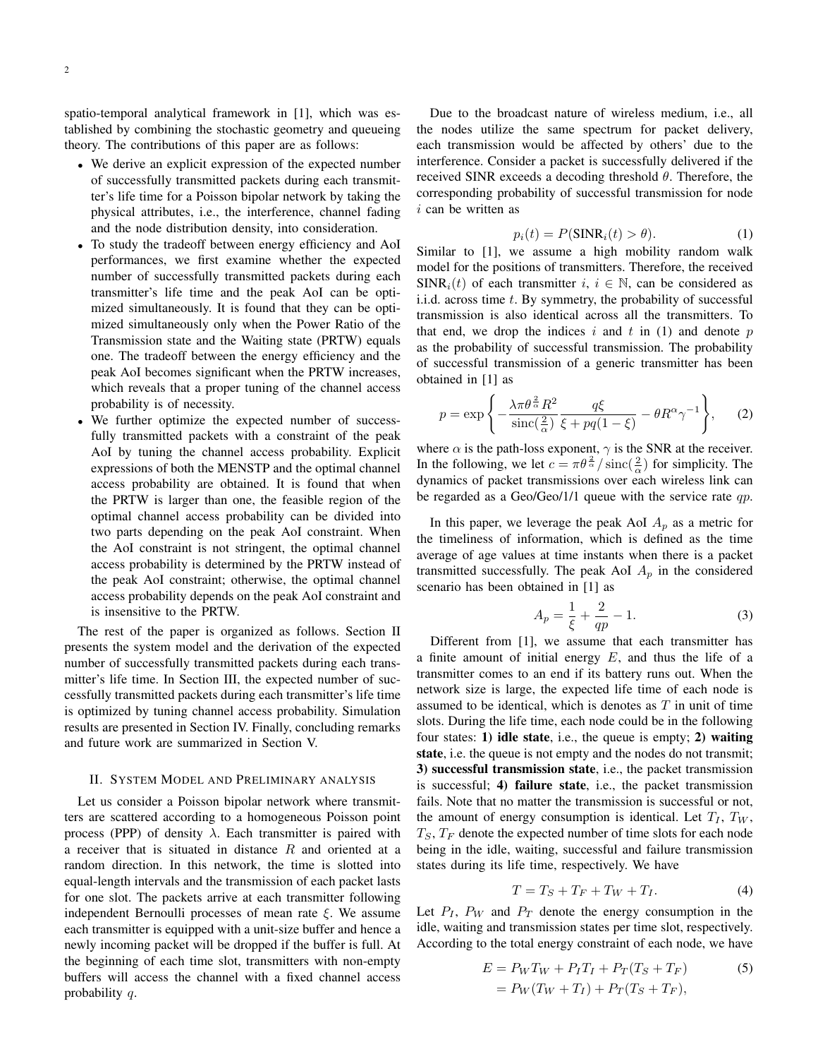spatio-temporal analytical framework in [1], which was established by combining the stochastic geometry and queueing theory. The contributions of this paper are as follows:

- We derive an explicit expression of the expected number of successfully transmitted packets during each transmitter's life time for a Poisson bipolar network by taking the physical attributes, i.e., the interference, channel fading and the node distribution density, into consideration.
- To study the tradeoff between energy efficiency and AoI performances, we first examine whether the expected number of successfully transmitted packets during each transmitter's life time and the peak AoI can be optimized simultaneously. It is found that they can be optimized simultaneously only when the Power Ratio of the Transmission state and the Waiting state (PRTW) equals one. The tradeoff between the energy efficiency and the peak AoI becomes significant when the PRTW increases, which reveals that a proper tuning of the channel access probability is of necessity.
- We further optimize the expected number of successfully transmitted packets with a constraint of the peak AoI by tuning the channel access probability. Explicit expressions of both the MENSTP and the optimal channel access probability are obtained. It is found that when the PRTW is larger than one, the feasible region of the optimal channel access probability can be divided into two parts depending on the peak AoI constraint. When the AoI constraint is not stringent, the optimal channel access probability is determined by the PRTW instead of the peak AoI constraint; otherwise, the optimal channel access probability depends on the peak AoI constraint and is insensitive to the PRTW.

The rest of the paper is organized as follows. Section II presents the system model and the derivation of the expected number of successfully transmitted packets during each transmitter's life time. In Section III, the expected number of successfully transmitted packets during each transmitter's life time is optimized by tuning channel access probability. Simulation results are presented in Section IV. Finally, concluding remarks and future work are summarized in Section V.

## II. System Model and Preliminary analysis

Let us consider a Poisson bipolar network where transmitters are scattered according to a homogeneous Poisson point process (PPP) of density $\lambda$. Each transmitter is paired with a receiver that is situated in distance $R$ and oriented at a random direction. In this network, the time is slotted into equal-length intervals and the transmission of each packet lasts for one slot. The packets arrive at each transmitter following independent Bernoulli processes of mean rate $\xi$. We assume each transmitter is equipped with a unit-size buffer and hence a newly incoming packet will be dropped if the buffer is full. At the beginning of each time slot, transmitters with non-empty buffers will access the channel with a fixed channel access probability $q$.

Due to the broadcast nature of wireless medium, i.e., all the nodes utilize the same spectrum for packet delivery, each transmission would be affected by others' due to the interference. Consider a packet is successfully delivered if the received SINR exceeds a decoding threshold $\theta$. Therefore, the corresponding probability of successful transmission for node $i$ can be written as

$$p_i(t) = P(\text{SINR}_i(t) > \theta). \tag{1}$$

Similar to [1], we assume a high mobility random walk model for the positions of transmitters. Therefore, the received $\text{SINR}_i(t)$ of each transmitter $i$, $i \in \mathbb{N}$, can be considered as i.i.d. across time $t$. By symmetry, the probability of successful transmission is also identical across all the transmitters. To that end, we drop the indices $i$ and $t$ in (1) and denote $p$ as the probability of successful transmission. The probability of successful transmission of a generic transmitter has been obtained in [1] as

$$p = \exp\left\{ -\frac{\lambda \pi \theta^{\frac{2}{\alpha}} R^2}{\text{sinc}(\frac{2}{\alpha})} \frac{q\xi}{\xi + pq(1-\xi)} - \theta R^{\alpha} \gamma^{-1} \right\}, \tag{2}$$

where $\alpha$ is the path-loss exponent, $\gamma$ is the SNR at the receiver. In the following, we let $c = \pi\theta^{\frac{2}{\alpha}} / \text{sinc}(\frac{2}{\alpha})$ for simplicity. The dynamics of packet transmissions over each wireless link can be regarded as a Geo/Geo/1/1 queue with the service rate $qp$.

In this paper, we leverage the peak AoI $A_p$ as a metric for the timeliness of information, which is defined as the time average of age values at time instants when there is a packet transmitted successfully. The peak AoI $A_p$ in the considered scenario has been obtained in [1] as

$$A_p = \frac{1}{\xi} + \frac{2}{qp} - 1. \tag{3}$$

Different from [1], we assume that each transmitter has a finite amount of initial energy $E$, and thus the life of a transmitter comes to an end if its battery runs out. When the network size is large, the expected life time of each node is assumed to be identical, which is denotes as $T$ in unit of time slots. During the life time, each node could be in the following four states: **1) idle state**, i.e., the queue is empty; **2) waiting state**, i.e. the queue is not empty and the nodes do not transmit; **3) successful transmission state**, i.e., the packet transmission is successful; **4) failure state**, i.e., the packet transmission fails. Note that no matter the transmission is successful or not, the amount of energy consumption is identical. Let $T_I$, $T_W$, $T_S$, $T_F$ denote the expected number of time slots for each node being in the idle, waiting, successful and failure transmission states during its life time, respectively. We have

$$T = T_S + T_F + T_W + T_I. \tag{4}$$

Let $P_I$, $P_W$ and $P_T$ denote the energy consumption in the idle, waiting and transmission states per time slot, respectively. According to the total energy constraint of each node, we have

$$\begin{aligned} E &= P_W T_W + P_I T_I + P_T (T_S + T_F) \\ &= P_W (T_W + T_I) + P_T (T_S + T_F), \end{aligned} \tag{5}$$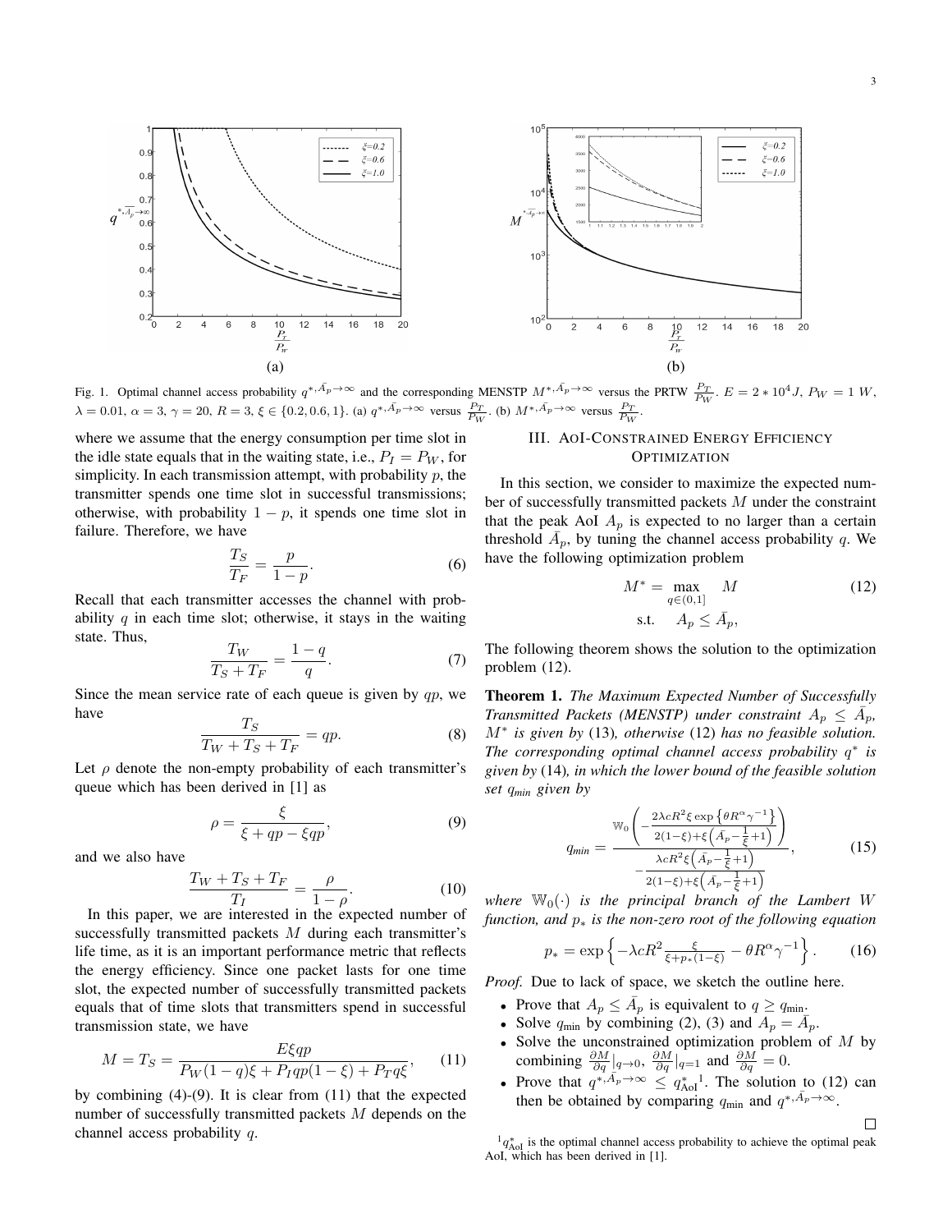Fig. 1. Optimal channel access probability $q^{*,\bar{A}_p\to\infty}$ and the corresponding MENSTP $M^{*,\bar{A}_p\to\infty}$ versus the PRTW $\frac{P_T}{P_W}$. $E = 2*10^4 J$, $P_W = 1$ $W$, $\lambda = 0.01$, $\alpha = 3$, $\gamma = 20$, $R = 3$, $\xi \in \{0.2, 0.6, 1\}$. (a) $q^{*,\bar{A}_p\to\infty}$ versus $\frac{P_T}{P_W}$. (b) $M^{*,\bar{A}_p\to\infty}$ versus $\frac{P_T}{P_W}$.

where we assume that the energy consumption per time slot in the idle state equals that in the waiting state, i.e., $P_I = P_W$, for simplicity. In each transmission attempt, with probability $p$, the transmitter spends one time slot in successful transmissions; otherwise, with probability $1-p$, it spends one time slot in failure. Therefore, we have

$$\frac{T_S}{T_F} = \frac{p}{1-p}. \tag{6}$$

Recall that each transmitter accesses the channel with probability $q$ in each time slot; otherwise, it stays in the waiting state. Thus,

$$\frac{T_W}{T_S + T_F} = \frac{1-q}{q}. \tag{7}$$

Since the mean service rate of each queue is given by $qp$, we have

$$\frac{T_S}{T_W + T_S + T_F} = qp. \tag{8}$$

Let $\rho$ denote the non-empty probability of each transmitter's queue which has been derived in [1] as

$$\rho = \frac{\xi}{\xi + qp - \xi qp}, \tag{9}$$

and we also have

$$\frac{T_W + T_S + T_F}{T_I} = \frac{\rho}{1-\rho}. \tag{10}$$

In this paper, we are interested in the expected number of successfully transmitted packets $M$ during each transmitter's life time, as it is an important performance metric that reflects the energy efficiency. Since one packet lasts for one time slot, the expected number of successfully transmitted packets equals that of time slots that transmitters spend in successful transmission state, we have

$$M = T_S = \frac{E\xi qp}{P_W(1-q)\xi + P_I qp(1-\xi) + P_T q\xi}, \tag{11}$$

by combining (4)-(9). It is clear from (11) that the expected number of successfully transmitted packets $M$ depends on the channel access probability $q$.

## III. AoI-Constrained Energy Efficiency Optimization

In this section, we consider to maximize the expected number of successfully transmitted packets $M$ under the constraint that the peak AoI $A_p$ is expected to no larger than a certain threshold $\bar{A}_p$, by tuning the channel access probability $q$. We have the following optimization problem

$$\begin{aligned} M^* = \max_{q\in(0,1]} \quad & M \\ \text{s.t.} \quad & A_p \le \bar{A}_p, \end{aligned} \tag{12}$$

The following theorem shows the solution to the optimization problem (12).

**Theorem 1.** *The Maximum Expected Number of Successfully Transmitted Packets (MENSTP) under constraint $A_p \le \bar{A}_p$, $M^*$ is given by* (13)*, otherwise* (12) *has no feasible solution. The corresponding optimal channel access probability $q^*$ is given by* (14)*, in which the lower bound of the feasible solution set $q_{min}$ given by*

$$q_{min} = \frac{\mathbb{W}_0\left(-\frac{2\lambda c R^2 \xi \exp\left\{\theta R^\alpha \gamma^{-1}\right\}}{2(1-\xi)+\xi\left(\bar{A}_p - \frac{1}{\xi}+1\right)}\right)}{-\frac{\lambda c R^2 \xi\left(\bar{A}_p - \frac{1}{\xi}+1\right)}{2(1-\xi)+\xi\left(\bar{A}_p-\frac{1}{\xi}+1\right)}}, \tag{15}$$

*where $\mathbb{W}_0(\cdot)$ is the principal branch of the Lambert W function, and $p_*$ is the non-zero root of the following equation*

$$p_* = \exp\left\{-\lambda c R^2 \frac{\xi}{\xi + p_*(1-\xi)} - \theta R^\alpha \gamma^{-1}\right\}. \tag{16}$$

*Proof.* Due to lack of space, we sketch the outline here.

- Prove that $A_p \le \bar{A}_p$ is equivalent to $q \ge q_{\min}$.
- Solve $q_{\min}$ by combining (2), (3) and $A_p = \bar{A}_p$.
- Solve the unconstrained optimization problem of $M$ by combining $\frac{\partial M}{\partial q}|_{q\to 0}$, $\frac{\partial M}{\partial q}|_{q=1}$ and $\frac{\partial M}{\partial q} = 0$.
- Prove that $q^{*,\bar{A}_p\to\infty} \le q^*_{\text{AoI}}$[1]. The solution to (12) can then be obtained by comparing $q_{\min}$ and $q^{*,\bar{A}_p\to\infty}$.

□

[1] $q^*_{\text{AoI}}$ is the optimal channel access probability to achieve the optimal peak AoI, which has been derived in [1].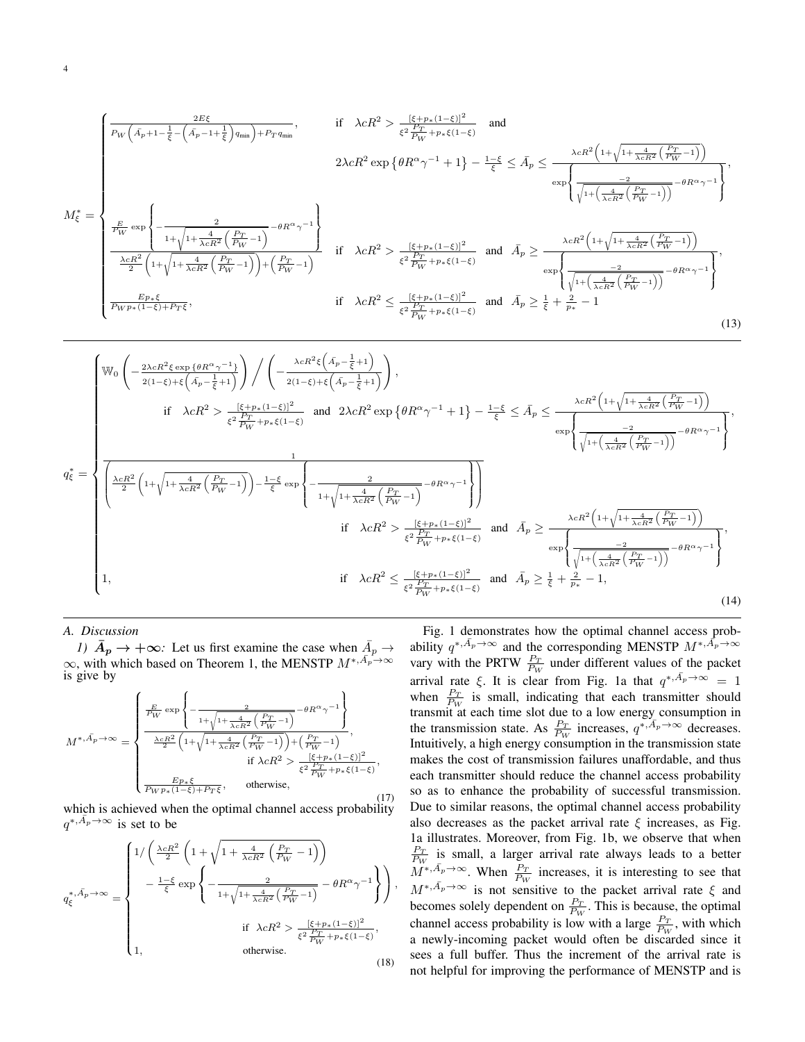$$
M_\xi^* = \begin{cases} \dfrac{2E\xi}{P_W\left(\bar{A_p}+1-\frac{1}{\xi}-\left(\bar{A_p}-1+\frac{1}{\xi}\right)q_{\min}\right)+P_T q_{\min}}, & \text{if} \quad \lambda c R^2 > \frac{[\xi+p_*(1-\xi)]^2}{\xi^2\frac{P_T}{P_W}+p_*\xi(1-\xi)} \quad \text{and} \\ & 2\lambda c R^2 \exp\left\{\theta R^\alpha \gamma^{-1}+1\right\} - \frac{1-\xi}{\xi} \le \bar{A}_p \le \dfrac{\lambda c R^2\left(1+\sqrt{1+\frac{4}{\lambda c R^2}\left(\frac{P_T}{P_W}-1\right)}\right)}{\exp\left\{\frac{-2}{\sqrt{1+\left(\frac{4}{\lambda c R^2}\left(\frac{P_T}{P_W}-1\right)\right)}}-\theta R^\alpha\gamma^{-1}\right\}}, \\ \dfrac{\frac{E}{P_W}\exp\left\{-\frac{2}{1+\sqrt{1+\frac{4}{\lambda c R^2}\left(\frac{P_T}{P_W}-1\right)}}-\theta R^\alpha \gamma^{-1}\right\}}{\frac{\lambda c R^2}{2}\left(1+\sqrt{1+\frac{4}{\lambda c R^2}\left(\frac{P_T}{P_W}-1\right)}\right)+\left(\frac{P_T}{P_W}-1\right)} & \text{if} \quad \lambda c R^2 > \frac{[\xi+p_*(1-\xi)]^2}{\xi^2\frac{P_T}{P_W}+p_*\xi(1-\xi)} \quad \text{and} \quad \bar{A}_p \ge \dfrac{\lambda c R^2\left(1+\sqrt{1+\frac{4}{\lambda c R^2}\left(\frac{P_T}{P_W}-1\right)}\right)}{\exp\left\{\frac{-2}{\sqrt{1+\left(\frac{4}{\lambda c R^2}\left(\frac{P_T}{P_W}-1\right)\right)}}-\theta R^\alpha\gamma^{-1}\right\}}, \\ \dfrac{E p_* \xi}{P_W p_*(1-\xi)+P_T\xi}, & \text{if} \quad \lambda c R^2 \le \frac{[\xi+p_*(1-\xi)]^2}{\xi^2\frac{P_T}{P_W}+p_*\xi(1-\xi)} \quad \text{and} \quad \bar{A}_p \ge \frac{1}{\xi}+\frac{2}{p_*}-1 \end{cases} \tag{13}
$$

$$
q_\xi^* = \begin{cases} \mathbb{W}_0\left(-\frac{2\lambda c R^2 \xi \exp\left\{\theta R^\alpha \gamma^{-1}\right\}}{2(1-\xi)+\xi\left(\bar{A_p}-\frac{1}{\xi}+1\right)}\right) \Big/ \left(-\frac{\lambda c R^2 \xi\left(\bar{A_p}-\frac{1}{\xi}+1\right)}{2(1-\xi)+\xi\left(\bar{A_p}-\frac{1}{\xi}+1\right)}\right), \\ \quad \text{if} \quad \lambda c R^2 > \frac{[\xi+p_*(1-\xi)]^2}{\xi^2\frac{P_T}{P_W}+p_*\xi(1-\xi)} \quad \text{and} \quad 2\lambda c R^2 \exp\left\{\theta R^\alpha\gamma^{-1}+1\right\} - \frac{1-\xi}{\xi} \le \bar{A}_p \le \dfrac{\lambda c R^2\left(1+\sqrt{1+\frac{4}{\lambda c R^2}\left(\frac{P_T}{P_W}-1\right)}\right)}{\exp\left\{\frac{-2}{\sqrt{1+\left(\frac{4}{\lambda c R^2}\left(\frac{P_T}{P_W}-1\right)\right)}}-\theta R^\alpha\gamma^{-1}\right\}}, \\ \dfrac{1}{\left(\frac{\lambda c R^2}{2}\left(1+\sqrt{1+\frac{4}{\lambda c R^2}\left(\frac{P_T}{P_W}-1\right)}\right)-\frac{1-\xi}{\xi}\exp\left\{-\frac{2}{1+\sqrt{1+\frac{4}{\lambda c R^2}\left(\frac{P_T}{P_W}-1\right)}}-\theta R^\alpha\gamma^{-1}\right\}\right)} \\ \quad \text{if} \quad \lambda c R^2 > \frac{[\xi+p_*(1-\xi)]^2}{\xi^2\frac{P_T}{P_W}+p_*\xi(1-\xi)} \quad \text{and} \quad \bar{A}_p \ge \dfrac{\lambda c R^2\left(1+\sqrt{1+\frac{4}{\lambda c R^2}\left(\frac{P_T}{P_W}-1\right)}\right)}{\exp\left\{\frac{-2}{\sqrt{1+\left(\frac{4}{\lambda c R^2}\left(\frac{P_T}{P_W}-1\right)\right)}}-\theta R^\alpha\gamma^{-1}\right\}}, \\ 1, \quad \text{if} \quad \lambda c R^2 \le \frac{[\xi+p_*(1-\xi)]^2}{\xi^2\frac{P_T}{P_W}+p_*\xi(1-\xi)} \quad \text{and} \quad \bar{A}_p \ge \frac{1}{\xi}+\frac{2}{p_*}-1, \end{cases} \tag{14}
$$

### A. Discussion

*1)* $\bar{A}_p \to +\infty$*:* Let us first examine the case when $\bar{A_p} \to \infty$, with which based on Theorem 1, the MENSTP $M^{*,\bar{A_p}\to\infty}$ is give by

$$
M^{*,\bar{A_p}\to\infty} = \begin{cases} \dfrac{\frac{E}{P_W}\exp\left\{-\frac{2}{1+\sqrt{1+\frac{4}{\lambda c R^2}\left(\frac{P_T}{P_W}-1\right)}}-\theta R^\alpha\gamma^{-1}\right\}}{\frac{\lambda c R^2}{2}\left(1+\sqrt{1+\frac{4}{\lambda c R^2}\left(\frac{P_T}{P_W}-1\right)}\right)+\left(\frac{P_T}{P_W}-1\right)}, \\ \qquad \text{if } \lambda c R^2 > \frac{[\xi+p_*(1-\xi)]^2}{\xi^2\frac{P_T}{P_W}+p_*\xi(1-\xi)}, \\ \dfrac{E p_* \xi}{P_W p_*(1-\xi)+P_T\xi}, \qquad \text{otherwise}, \end{cases} \tag{17}
$$

which is achieved when the optimal channel access probability $q^{*,\bar{A_p}\to\infty}$ is set to be

$$
q_\xi^{*,\bar{A_p}\to\infty} = \begin{cases} 1\Big/\left(\frac{\lambda c R^2}{2}\left(1+\sqrt{1+\frac{4}{\lambda c R^2}\left(\frac{P_T}{P_W}-1\right)}\right)\right. \\ \qquad \left. -\frac{1-\xi}{\xi}\exp\left\{-\frac{2}{1+\sqrt{1+\frac{4}{\lambda c R^2}\left(\frac{P_T}{P_W}-1\right)}}-\theta R^\alpha\gamma^{-1}\right\}\right), \\ \qquad \text{if } \lambda c R^2 > \frac{[\xi+p_*(1-\xi)]^2}{\xi^2\frac{P_T}{P_W}+p_*\xi(1-\xi)}, \\ 1, \qquad \text{otherwise}. \end{cases} \tag{18}
$$

Fig. 1 demonstrates how the optimal channel access probability $q^{*,\bar{A_p}\to\infty}$ and the corresponding MENSTP $M^{*,\bar{A_p}\to\infty}$ vary with the PRTW $\frac{P_T}{P_W}$ under different values of the packet arrival rate $\xi$. It is clear from Fig. 1a that $q^{*,\bar{A_p}\to\infty} = 1$ when $\frac{P_T}{P_W}$ is small, indicating that each transmitter should transmit at each time slot due to a low energy consumption in the transmission state. As $\frac{P_T}{P_W}$ increases, $q^{*,\bar{A_p}\to\infty}$ decreases. Intuitively, a high energy consumption in the transmission state makes the cost of transmission failures unaffordable, and thus each transmitter should reduce the channel access probability so as to enhance the probability of successful transmission. Due to similar reasons, the optimal channel access probability also decreases as the packet arrival rate $\xi$ increases, as Fig. 1a illustrates. Moreover, from Fig. 1b, we observe that when $\frac{P_T}{P_W}$ is small, a larger arrival rate always leads to a better $M^{*,\bar{A_p}\to\infty}$. When $\frac{P_T}{P_W}$ increases, it is interesting to see that $M^{*,\bar{A_p}\to\infty}$ is not sensitive to the packet arrival rate $\xi$ and becomes solely dependent on $\frac{P_T}{P_W}$. This is because, the optimal channel access probability is low with a large $\frac{P_T}{P_W}$, with which a newly-incoming packet would often be discarded since it sees a full buffer. Thus the increment of the arrival rate is not helpful for improving the performance of MENSTP and is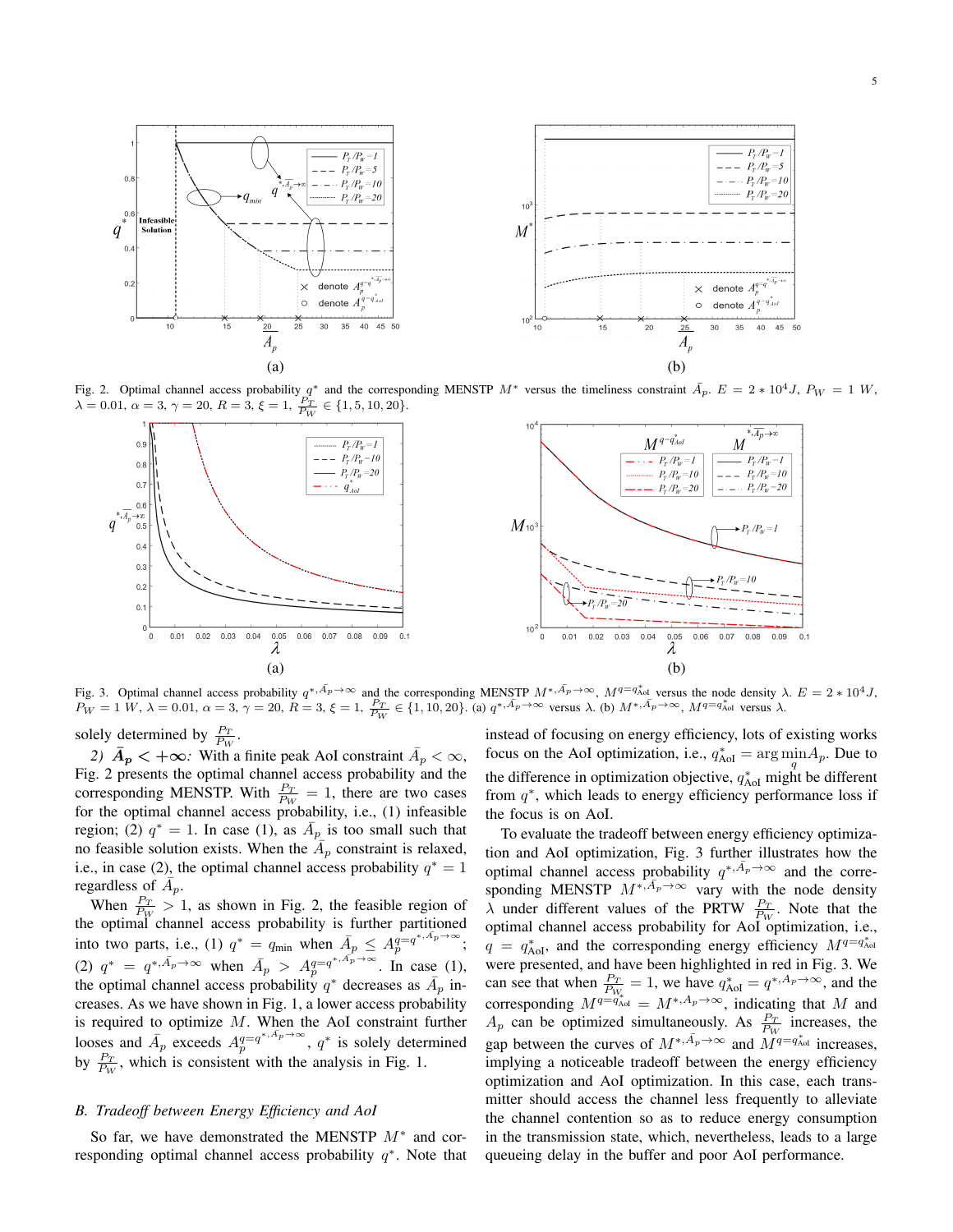Fig. 2. Optimal channel access probability $q^*$ and the corresponding MENSTP $M^*$ versus the timeliness constraint $\bar{A}_p$. $E = 2*10^4 J$, $P_W = 1\ W$, $\lambda = 0.01$, $\alpha = 3$, $\gamma = 20$, $R = 3$, $\xi = 1$, $\frac{P_T}{P_W} \in \{1, 5, 10, 20\}$.

Fig. 3. Optimal channel access probability $q^{*,\bar{A}_p\to\infty}$ and the corresponding MENSTP $M^{*,\bar{A}_p\to\infty}$, $M^{q=q^*_{\text{AoI}}}$ versus the node density $\lambda$. $E = 2*10^4 J$, $P_W = 1\ W$, $\lambda = 0.01$, $\alpha = 3$, $\gamma = 20$, $R = 3$, $\xi = 1$, $\frac{P_T}{P_W} \in \{1, 10, 20\}$. (a) $q^{*,\bar{A}_p\to\infty}$ versus $\lambda$. (b) $M^{*,\bar{A}_p\to\infty}$, $M^{q=q^*_{\text{AoI}}}$ versus $\lambda$.

solely determined by $\frac{P_T}{P_W}$.

*2) $\bar{A}_p < +\infty$:* With a finite peak AoI constraint $\bar{A}_p < \infty$, Fig. 2 presents the optimal channel access probability and the corresponding MENSTP. With $\frac{P_T}{P_W} = 1$, there are two cases for the optimal channel access probability, i.e., (1) infeasible region; (2) $q^* = 1$. In case (1), as $\bar{A}_p$ is too small such that no feasible solution exists. When the $\bar{A}_p$ constraint is relaxed, i.e., in case (2), the optimal channel access probability $q^* = 1$ regardless of $\bar{A}_p$.

When $\frac{P_T}{P_W} > 1$, as shown in Fig. 2, the feasible region of the optimal channel access probability is further partitioned into two parts, i.e., (1) $q^* = q_{\min}$ when $\bar{A}_p \le A_p^{q=q^{*,\bar{A}_p\to\infty}}$; (2) $q^* = q^{*,\bar{A}_p\to\infty}$ when $\bar{A}_p > A_p^{q=q^{*,\bar{A}_p\to\infty}}$. In case (1), the optimal channel access probability $q^*$ decreases as $\bar{A}_p$ increases. As we have shown in Fig. 1, a lower access probability is required to optimize $M$. When the AoI constraint further looses and $\bar{A}_p$ exceeds $A_p^{q=q^{*,\bar{A}_p\to\infty}}$, $q^*$ is solely determined by $\frac{P_T}{P_W}$, which is consistent with the analysis in Fig. 1.

### *B. Tradeoff between Energy Efficiency and AoI*

So far, we have demonstrated the MENSTP $M^*$ and corresponding optimal channel access probability $q^*$. Note that instead of focusing on energy efficiency, lots of existing works focus on the AoI optimization, i.e., $q^*_{\text{AoI}} = \arg\min_q A_p$. Due to the difference in optimization objective, $q^*_{\text{AoI}}$ might be different from $q^*$, which leads to energy efficiency performance loss if the focus is on AoI.

To evaluate the tradeoff between energy efficiency optimization and AoI optimization, Fig. 3 further illustrates how the optimal channel access probability $q^{*,\bar{A}_p\to\infty}$ and the corresponding MENSTP $M^{*,\bar{A}_p\to\infty}$ vary with the node density $\lambda$ under different values of the PRTW $\frac{P_T}{P_W}$. Note that the optimal channel access probability for AoI optimization, i.e., $q = q^*_{\text{AoI}}$, and the corresponding energy efficiency $M^{q=q^*_{\text{AoI}}}$ were presented, and have been highlighted in red in Fig. 3. We can see that when $\frac{P_T}{P_W} = 1$, we have $q^*_{\text{AoI}} = q^{*,A_p\to\infty}$, and the corresponding $M^{q=q^*_{\text{AoI}}} = M^{*,A_p\to\infty}$, indicating that $M$ and $A_p$ can be optimized simultaneously. As $\frac{P_T}{P_W}$ increases, the gap between the curves of $M^{*,\bar{A}_p\to\infty}$ and $M^{q=q^*_{\text{AoI}}}$ increases, implying a noticeable tradeoff between the energy efficiency optimization and AoI optimization. In this case, each transmitter should access the channel less frequently to alleviate the channel contention so as to reduce energy consumption in the transmission state, which, nevertheless, leads to a large queueing delay in the buffer and poor AoI performance.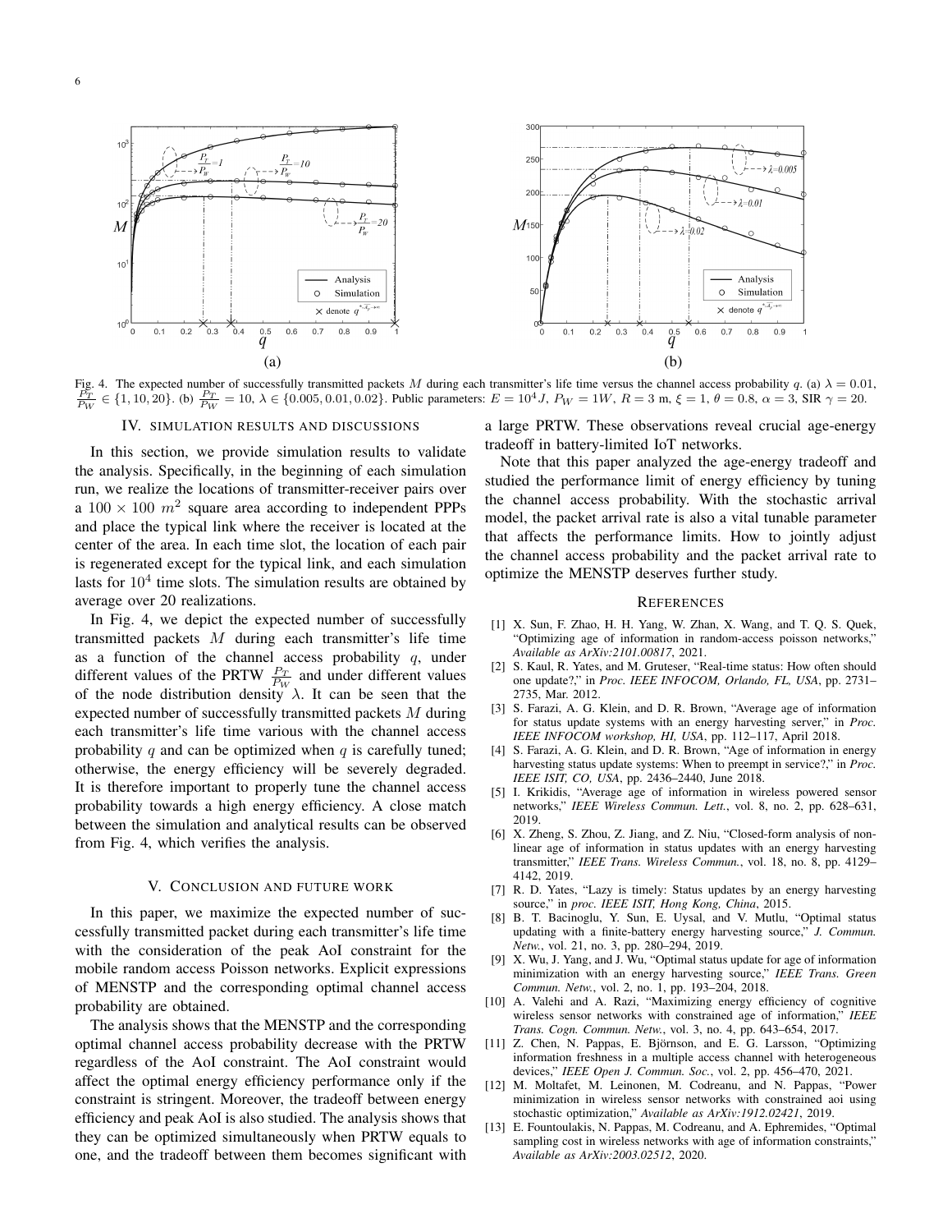(a)

$10^3$
$10^2$
$10^1$
$10^0$
$M$
$q$
0 0.1 0.2 0.3 0.4 0.5 0.6 0.7 0.8 0.9 1
$\frac{P_T}{P_W}=1$
$\frac{P_T}{P_W}=10$
$\frac{P_T}{P_W}=20$
Analysis
Simulation
× denote $q^{*}$

(b)

300
250
200
150
100
50
0
$M$
$q$
0 0.1 0.2 0.3 0.4 0.5 0.6 0.7 0.8 0.9 1
$\lambda$=0.005
$\lambda$=0.01
$\lambda$=0.02
Analysis
Simulation
× denote $q^{*}$

Fig. 4. The expected number of successfully transmitted packets $M$ during each transmitter's life time versus the channel access probability $q$. (a) $\lambda = 0.01$, $\frac{P_T}{P_W} \in \{1, 10, 20\}$. (b) $\frac{P_T}{P_W} = 10$, $\lambda \in \{0.005, 0.01, 0.02\}$. Public parameters: $E = 10^4 J$, $P_W = 1W$, $R = 3$ m, $\xi = 1$, $\theta = 0.8$, $\alpha = 3$, SIR $\gamma = 20$.

## IV. Simulation Results and Discussions

In this section, we provide simulation results to validate the analysis. Specifically, in the beginning of each simulation run, we realize the locations of transmitter-receiver pairs over a $100 \times 100$ $m^2$ square area according to independent PPPs and place the typical link where the receiver is located at the center of the area. In each time slot, the location of each pair is regenerated except for the typical link, and each simulation lasts for $10^4$ time slots. The simulation results are obtained by average over 20 realizations.

In Fig. 4, we depict the expected number of successfully transmitted packets $M$ during each transmitter's life time as a function of the channel access probability $q$, under different values of the PRTW $\frac{P_T}{P_W}$ and under different values of the node distribution density $\lambda$. It can be seen that the expected number of successfully transmitted packets $M$ during each transmitter's life time various with the channel access probability $q$ and can be optimized when $q$ is carefully tuned; otherwise, the energy efficiency will be severely degraded. It is therefore important to properly tune the channel access probability towards a high energy efficiency. A close match between the simulation and analytical results can be observed from Fig. 4, which verifies the analysis.

## V. Conclusion and Future Work

In this paper, we maximize the expected number of successfully transmitted packet during each transmitter's life time with the consideration of the peak AoI constraint for the mobile random access Poisson networks. Explicit expressions of MENSTP and the corresponding optimal channel access probability are obtained.

The analysis shows that the MENSTP and the corresponding optimal channel access probability decrease with the PRTW regardless of the AoI constraint. The AoI constraint would affect the optimal energy efficiency performance only if the constraint is stringent. Moreover, the tradeoff between energy efficiency and peak AoI is also studied. The analysis shows that they can be optimized simultaneously when PRTW equals to one, and the tradeoff between them becomes significant with a large PRTW. These observations reveal crucial age-energy tradeoff in battery-limited IoT networks.

Note that this paper analyzed the age-energy tradeoff and studied the performance limit of energy efficiency by tuning the channel access probability. With the stochastic arrival model, the packet arrival rate is also a vital tunable parameter that affects the performance limits. How to jointly adjust the channel access probability and the packet arrival rate to optimize the MENSTP deserves further study.

## References

[1] X. Sun, F. Zhao, H. H. Yang, W. Zhan, X. Wang, and T. Q. S. Quek, "Optimizing age of information in random-access poisson networks," *Available as ArXiv:2101.00817*, 2021.

[2] S. Kaul, R. Yates, and M. Gruteser, "Real-time status: How often should one update?," in *Proc. IEEE INFOCOM, Orlando, FL, USA*, pp. 2731–2735, Mar. 2012.

[3] S. Farazi, A. G. Klein, and D. R. Brown, "Average age of information for status update systems with an energy harvesting server," in *Proc. IEEE INFOCOM workshop, HI, USA*, pp. 112–117, April 2018.

[4] S. Farazi, A. G. Klein, and D. R. Brown, "Age of information in energy harvesting status update systems: When to preempt in service?," in *Proc. IEEE ISIT, CO, USA*, pp. 2436–2440, June 2018.

[5] I. Krikidis, "Average age of information in wireless powered sensor networks," *IEEE Wireless Commun. Lett.*, vol. 8, no. 2, pp. 628–631, 2019.

[6] X. Zheng, S. Zhou, Z. Jiang, and Z. Niu, "Closed-form analysis of non-linear age of information in status updates with an energy harvesting transmitter," *IEEE Trans. Wireless Commun.*, vol. 18, no. 8, pp. 4129–4142, 2019.

[7] R. D. Yates, "Lazy is timely: Status updates by an energy harvesting source," in *proc. IEEE ISIT, Hong Kong, China*, 2015.

[8] B. T. Bacinoglu, Y. Sun, E. Uysal, and V. Mutlu, "Optimal status updating with a finite-battery energy harvesting source," *J. Commun. Netw.*, vol. 21, no. 3, pp. 280–294, 2019.

[9] X. Wu, J. Yang, and J. Wu, "Optimal status update for age of information minimization with an energy harvesting source," *IEEE Trans. Green Commun. Netw.*, vol. 2, no. 1, pp. 193–204, 2018.

[10] A. Valehi and A. Razi, "Maximizing energy efficiency of cognitive wireless sensor networks with constrained age of information," *IEEE Trans. Cogn. Commun. Netw.*, vol. 3, no. 4, pp. 643–654, 2017.

[11] Z. Chen, N. Pappas, E. Björnson, and E. G. Larsson, "Optimizing information freshness in a multiple access channel with heterogeneous devices," *IEEE Open J. Commun. Soc.*, vol. 2, pp. 456–470, 2021.

[12] M. Moltafet, M. Leinonen, M. Codreanu, and N. Pappas, "Power minimization in wireless sensor networks with constrained aoi using stochastic optimization," *Available as ArXiv:1912.02421*, 2019.

[13] E. Fountoulakis, N. Pappas, M. Codreanu, and A. Ephremides, "Optimal sampling cost in wireless networks with age of information constraints," *Available as ArXiv:2003.02512*, 2020.